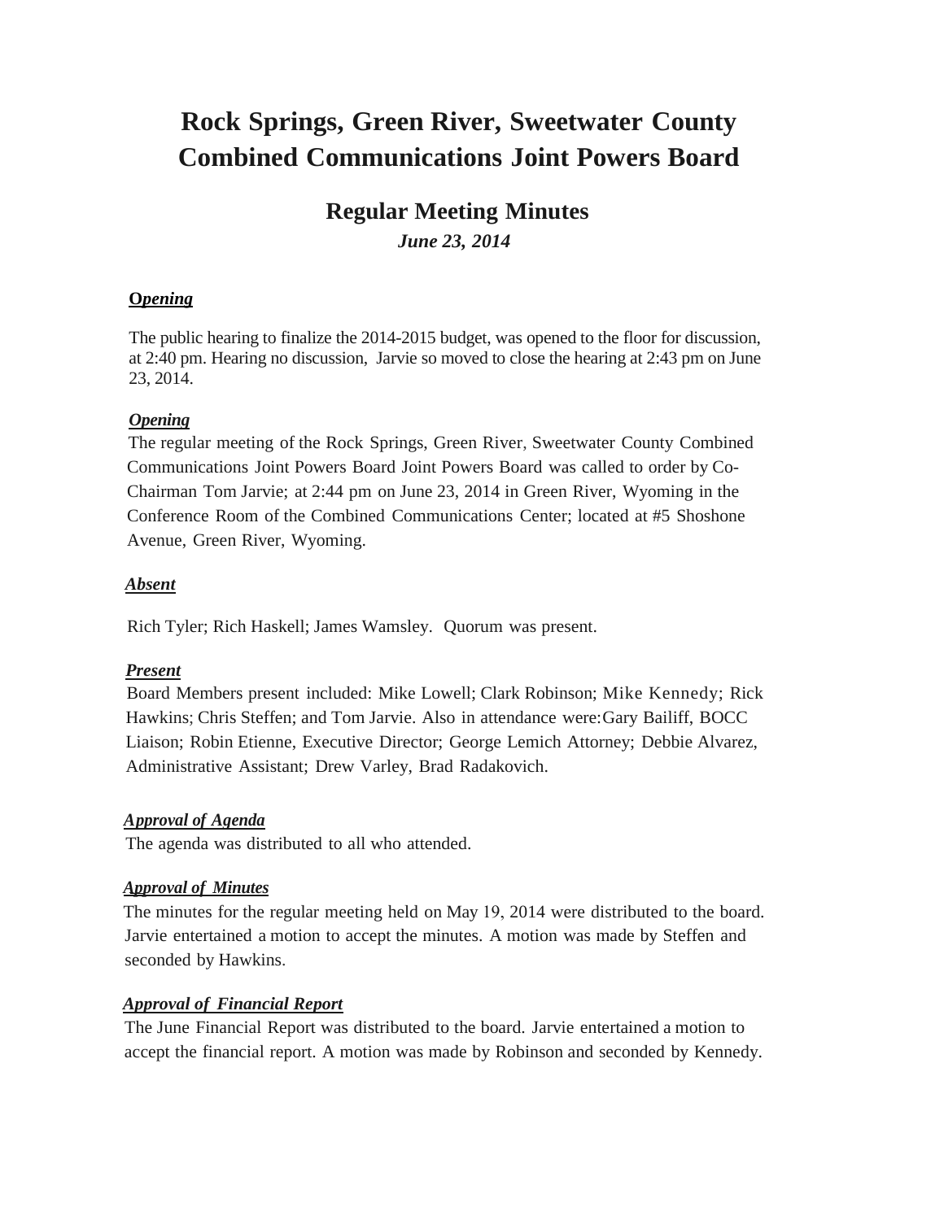# Rock Springs, Green River, Sweetwater County Combined Communications Joint Powers Board

## Regular Meeting Minutes

***June 23, 2014***

***Opening***

The public hearing to finalize the 2014-2015 budget, was opened to the floor for discussion, at 2:40 pm. Hearing no discussion, Jarvie so moved to close the hearing at 2:43 pm on June 23, 2014.

***Opening***

The regular meeting of the Rock Springs, Green River, Sweetwater County Combined Communications Joint Powers Board Joint Powers Board was called to order by Co-Chairman Tom Jarvie; at 2:44 pm on June 23, 2014 in Green River, Wyoming in the Conference Room of the Combined Communications Center; located at #5 Shoshone Avenue, Green River, Wyoming.

***Absent***

Rich Tyler; Rich Haskell; James Wamsley. Quorum was present.

***Present***

Board Members present included: Mike Lowell; Clark Robinson; Mike Kennedy; Rick Hawkins; Chris Steffen; and Tom Jarvie. Also in attendance were: Gary Bailiff, BOCC Liaison; Robin Etienne, Executive Director; George Lemich Attorney; Debbie Alvarez, Administrative Assistant; Drew Varley, Brad Radakovich.

***Approval of Agenda***

The agenda was distributed to all who attended.

***Approval of Minutes***

The minutes for the regular meeting held on May 19, 2014 were distributed to the board. Jarvie entertained a motion to accept the minutes. A motion was made by Steffen and seconded by Hawkins.

***Approval of Financial Report***

The June Financial Report was distributed to the board. Jarvie entertained a motion to accept the financial report. A motion was made by Robinson and seconded by Kennedy.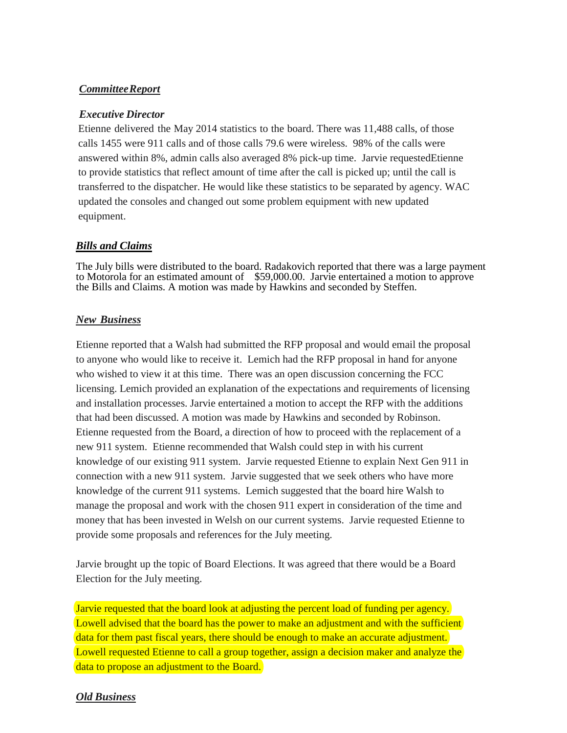## ***Committee Report***

### *Executive Director*

Etienne delivered the May 2014 statistics to the board. There was 11,488 calls, of those calls 1455 were 911 calls and of those calls 79.6 were wireless. 98% of the calls were answered within 8%, admin calls also averaged 8% pick-up time. Jarvie requestedEtienne to provide statistics that reflect amount of time after the call is picked up; until the call is transferred to the dispatcher. He would like these statistics to be separated by agency. WAC updated the consoles and changed out some problem equipment with new updated equipment.

## ***Bills and Claims***

The July bills were distributed to the board. Radakovich reported that there was a large payment to Motorola for an estimated amount of $59,000.00. Jarvie entertained a motion to approve the Bills and Claims. A motion was made by Hawkins and seconded by Steffen.

## ***New Business***

Etienne reported that a Walsh had submitted the RFP proposal and would email the proposal to anyone who would like to receive it. Lemich had the RFP proposal in hand for anyone who wished to view it at this time. There was an open discussion concerning the FCC licensing. Lemich provided an explanation of the expectations and requirements of licensing and installation processes. Jarvie entertained a motion to accept the RFP with the additions that had been discussed. A motion was made by Hawkins and seconded by Robinson. Etienne requested from the Board, a direction of how to proceed with the replacement of a new 911 system. Etienne recommended that Walsh could step in with his current knowledge of our existing 911 system. Jarvie requested Etienne to explain Next Gen 911 in connection with a new 911 system. Jarvie suggested that we seek others who have more knowledge of the current 911 systems. Lemich suggested that the board hire Walsh to manage the proposal and work with the chosen 911 expert in consideration of the time and money that has been invested in Welsh on our current systems. Jarvie requested Etienne to provide some proposals and references for the July meeting.

Jarvie brought up the topic of Board Elections. It was agreed that there would be a Board Election for the July meeting.

Jarvie requested that the board look at adjusting the percent load of funding per agency. Lowell advised that the board has the power to make an adjustment and with the sufficient data for them past fiscal years, there should be enough to make an accurate adjustment. Lowell requested Etienne to call a group together, assign a decision maker and analyze the data to propose an adjustment to the Board.

## ***Old Business***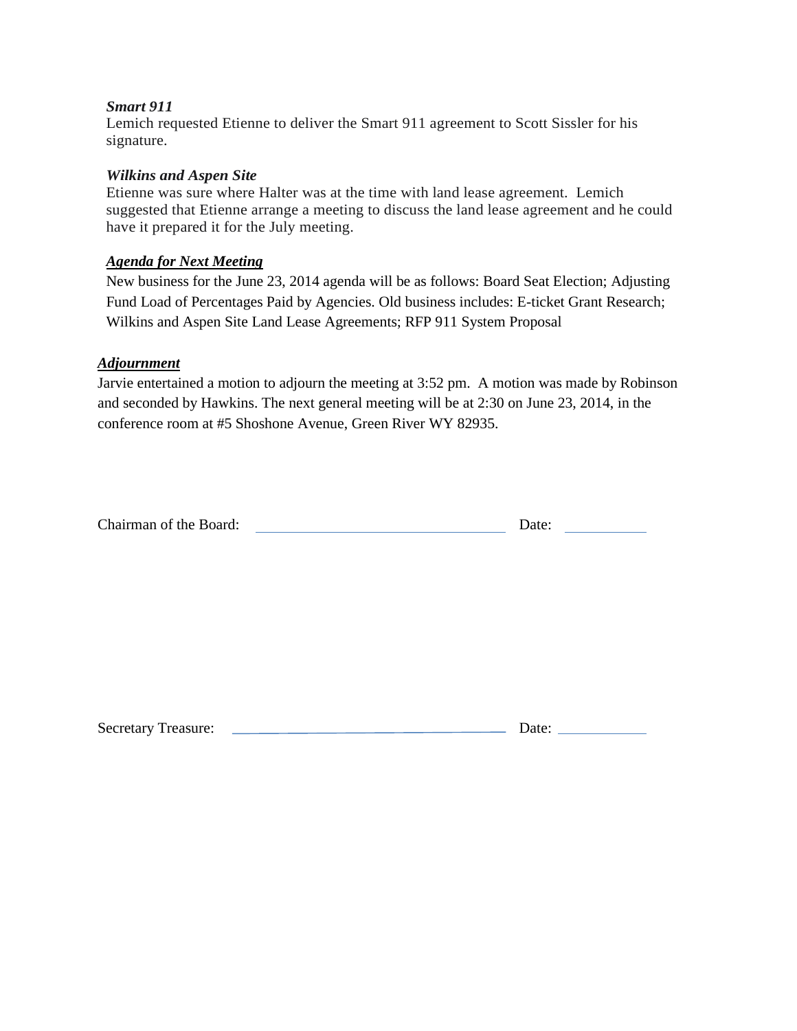***Smart 911***

Lemich requested Etienne to deliver the Smart 911 agreement to Scott Sissler for his signature.

***Wilkins and Aspen Site***

Etienne was sure where Halter was at the time with land lease agreement. Lemich suggested that Etienne arrange a meeting to discuss the land lease agreement and he could have it prepared it for the July meeting.

***<u>Agenda for Next Meeting</u>***

New business for the June 23, 2014 agenda will be as follows: Board Seat Election; Adjusting Fund Load of Percentages Paid by Agencies. Old business includes: E-ticket Grant Research; Wilkins and Aspen Site Land Lease Agreements; RFP 911 System Proposal

***<u>Adjournment</u>***

Jarvie entertained a motion to adjourn the meeting at 3:52 pm. A motion was made by Robinson and seconded by Hawkins. The next general meeting will be at 2:30 on June 23, 2014, in the conference room at #5 Shoshone Avenue, Green River WY 82935.

Chairman of the Board: ______________________________ Date: __________

Secretary Treasure: ______________________________ Date: __________